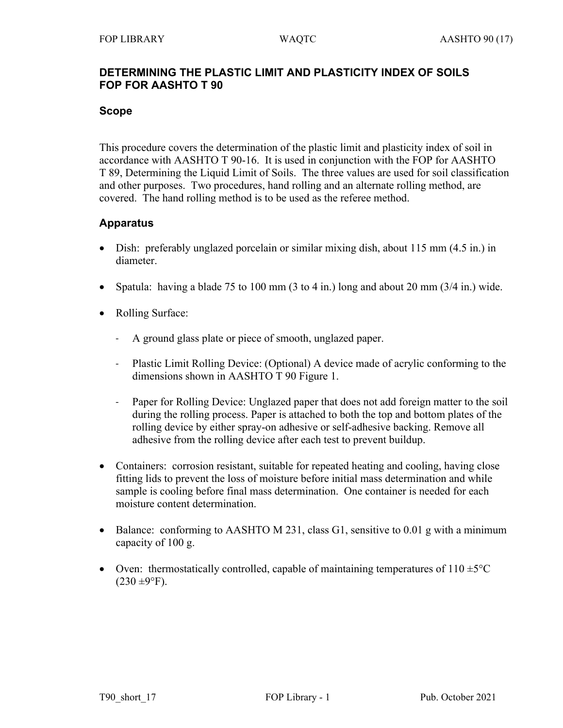# DETERMINING THE PLASTIC LIMIT AND PLASTICITY INDEX OF SOILS FOP FOR AASHTO T 90

## Scope

This procedure covers the determination of the plastic limit and plasticity index of soil in accordance with AASHTO T 90-16. It is used in conjunction with the FOP for AASHTO T 89, Determining the Liquid Limit of Soils. The three values are used for soil classification and other purposes. Two procedures, hand rolling and an alternate rolling method, are covered. The hand rolling method is to be used as the referee method.

## Apparatus

- Dish: preferably unglazed porcelain or similar mixing dish, about 115 mm (4.5 in.) in diameter.
- Spatula: having a blade 75 to 100 mm (3 to 4 in.) long and about 20 mm (3/4 in.) wide.
- Rolling Surface:
  - A ground glass plate or piece of smooth, unglazed paper.
  - Plastic Limit Rolling Device: (Optional) A device made of acrylic conforming to the dimensions shown in AASHTO T 90 Figure 1.
  - Paper for Rolling Device: Unglazed paper that does not add foreign matter to the soil during the rolling process. Paper is attached to both the top and bottom plates of the rolling device by either spray-on adhesive or self-adhesive backing. Remove all adhesive from the rolling device after each test to prevent buildup.
- Containers: corrosion resistant, suitable for repeated heating and cooling, having close fitting lids to prevent the loss of moisture before initial mass determination and while sample is cooling before final mass determination. One container is needed for each moisture content determination.
- Balance: conforming to AASHTO M 231, class G1, sensitive to 0.01 g with a minimum capacity of 100 g.
- Oven: thermostatically controlled, capable of maintaining temperatures of 110 ±5°C (230 ±9°F).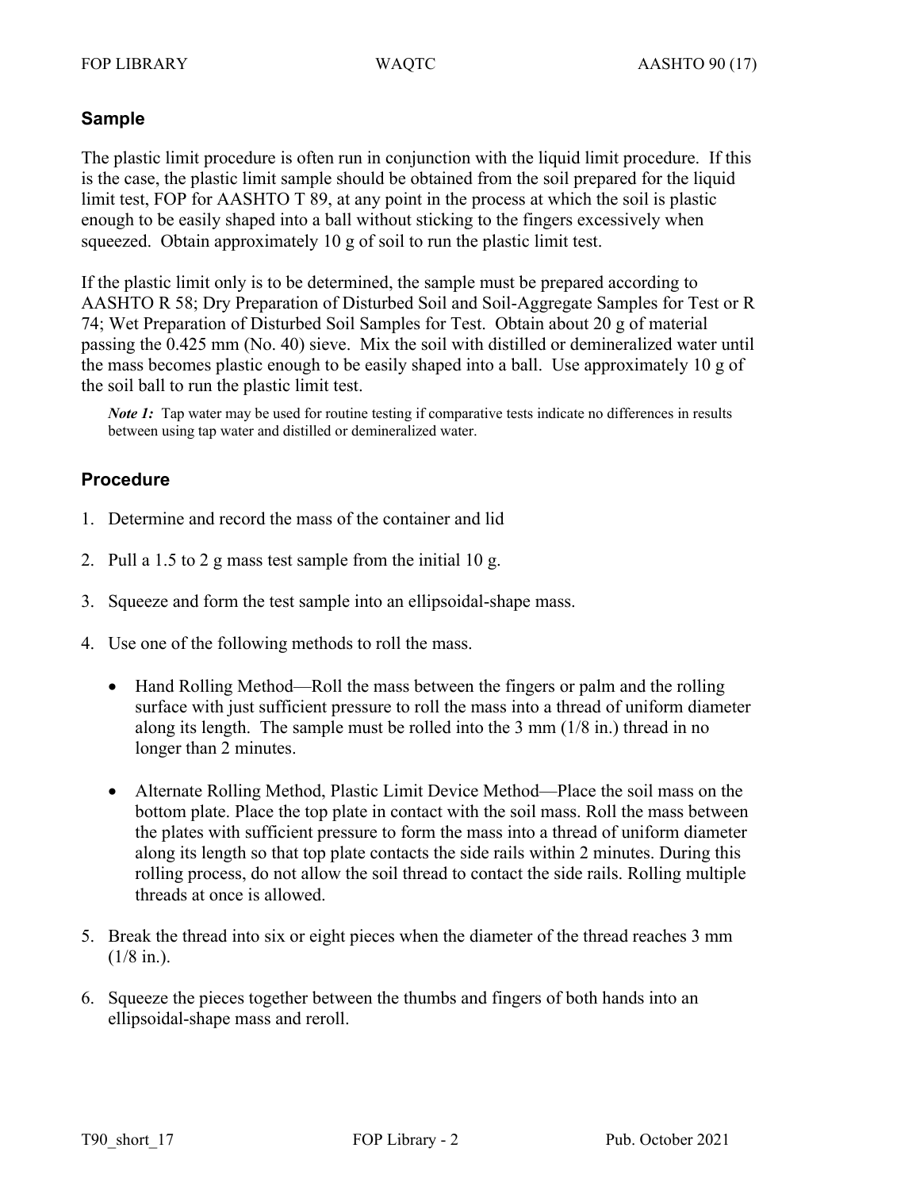## Sample

The plastic limit procedure is often run in conjunction with the liquid limit procedure. If this is the case, the plastic limit sample should be obtained from the soil prepared for the liquid limit test, FOP for AASHTO T 89, at any point in the process at which the soil is plastic enough to be easily shaped into a ball without sticking to the fingers excessively when squeezed. Obtain approximately 10 g of soil to run the plastic limit test.

If the plastic limit only is to be determined, the sample must be prepared according to AASHTO R 58; Dry Preparation of Disturbed Soil and Soil-Aggregate Samples for Test or R 74; Wet Preparation of Disturbed Soil Samples for Test. Obtain about 20 g of material passing the 0.425 mm (No. 40) sieve. Mix the soil with distilled or demineralized water until the mass becomes plastic enough to be easily shaped into a ball. Use approximately 10 g of the soil ball to run the plastic limit test.

> *Note 1:* Tap water may be used for routine testing if comparative tests indicate no differences in results between using tap water and distilled or demineralized water.

## Procedure

1. Determine and record the mass of the container and lid
2. Pull a 1.5 to 2 g mass test sample from the initial 10 g.
3. Squeeze and form the test sample into an ellipsoidal-shape mass.
4. Use one of the following methods to roll the mass.
   - Hand Rolling Method—Roll the mass between the fingers or palm and the rolling surface with just sufficient pressure to roll the mass into a thread of uniform diameter along its length. The sample must be rolled into the 3 mm (1/8 in.) thread in no longer than 2 minutes.
   - Alternate Rolling Method, Plastic Limit Device Method—Place the soil mass on the bottom plate. Place the top plate in contact with the soil mass. Roll the mass between the plates with sufficient pressure to form the mass into a thread of uniform diameter along its length so that top plate contacts the side rails within 2 minutes. During this rolling process, do not allow the soil thread to contact the side rails. Rolling multiple threads at once is allowed.
5. Break the thread into six or eight pieces when the diameter of the thread reaches 3 mm (1/8 in.).
6. Squeeze the pieces together between the thumbs and fingers of both hands into an ellipsoidal-shape mass and reroll.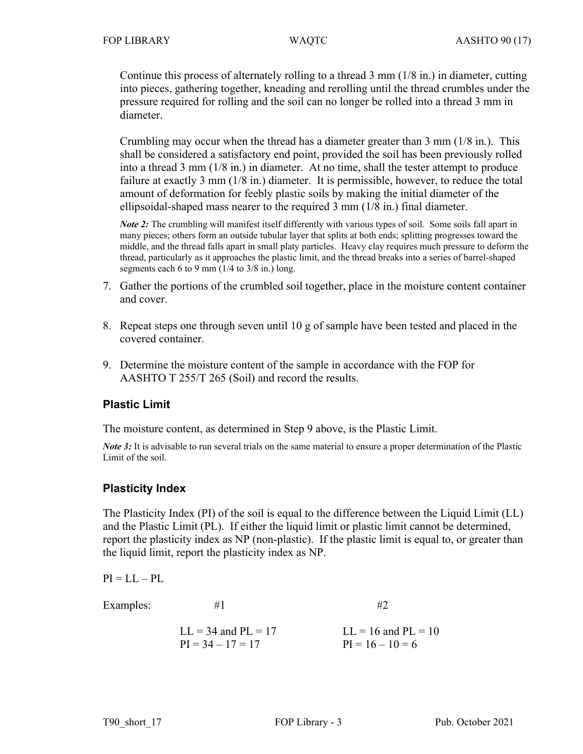Continue this process of alternately rolling to a thread 3 mm (1/8 in.) in diameter, cutting into pieces, gathering together, kneading and rerolling until the thread crumbles under the pressure required for rolling and the soil can no longer be rolled into a thread 3 mm in diameter.

Crumbling may occur when the thread has a diameter greater than 3 mm (1/8 in.). This shall be considered a satisfactory end point, provided the soil has been previously rolled into a thread 3 mm (1/8 in.) in diameter. At no time, shall the tester attempt to produce failure at exactly 3 mm (1/8 in.) diameter. It is permissible, however, to reduce the total amount of deformation for feebly plastic soils by making the initial diameter of the ellipsoidal-shaped mass nearer to the required 3 mm (1/8 in.) final diameter.

***Note 2:*** The crumbling will manifest itself differently with various types of soil. Some soils fall apart in many pieces; others form an outside tubular layer that splits at both ends; splitting progresses toward the middle, and the thread falls apart in small platy particles. Heavy clay requires much pressure to deform the thread, particularly as it approaches the plastic limit, and the thread breaks into a series of barrel-shaped segments each 6 to 9 mm (1/4 to 3/8 in.) long.

7. Gather the portions of the crumbled soil together, place in the moisture content container and cover.
8. Repeat steps one through seven until 10 g of sample have been tested and placed in the covered container.
9. Determine the moisture content of the sample in accordance with the FOP for AASHTO T 255/T 265 (Soil) and record the results.

## Plastic Limit

The moisture content, as determined in Step 9 above, is the Plastic Limit.

***Note 3:*** It is advisable to run several trials on the same material to ensure a proper determination of the Plastic Limit of the soil.

## Plasticity Index

The Plasticity Index (PI) of the soil is equal to the difference between the Liquid Limit (LL) and the Plastic Limit (PL). If either the liquid limit or plastic limit cannot be determined, report the plasticity index as NP (non-plastic). If the plastic limit is equal to, or greater than the liquid limit, report the plasticity index as NP.

$PI = LL - PL$

Examples:

| #1 | #2 |
|---|---|
| LL = 34 and PL = 17 | LL = 16 and PL = 10 |
| PI = 34 – 17 = 17 | PI = 16 – 10 = 6 |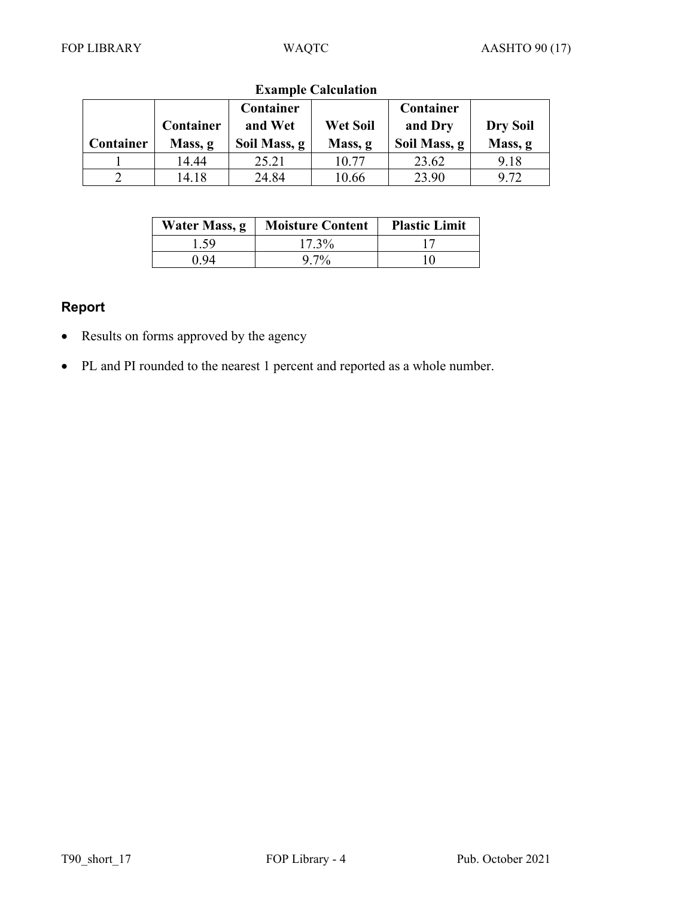**Example Calculation**

| Container | Container Mass, g | Container and Wet Soil Mass, g | Wet Soil Mass, g | Container and Dry Soil Mass, g | Dry Soil Mass, g |
|---|---|---|---|---|---|
| 1 | 14.44 | 25.21 | 10.77 | 23.62 | 9.18 |
| 2 | 14.18 | 24.84 | 10.66 | 23.90 | 9.72 |

| Water Mass, g | Moisture Content | Plastic Limit |
|---|---|---|
| 1.59 | 17.3% | 17 |
| 0.94 | 9.7% | 10 |

## Report

- Results on forms approved by the agency
- PL and PI rounded to the nearest 1 percent and reported as a whole number.